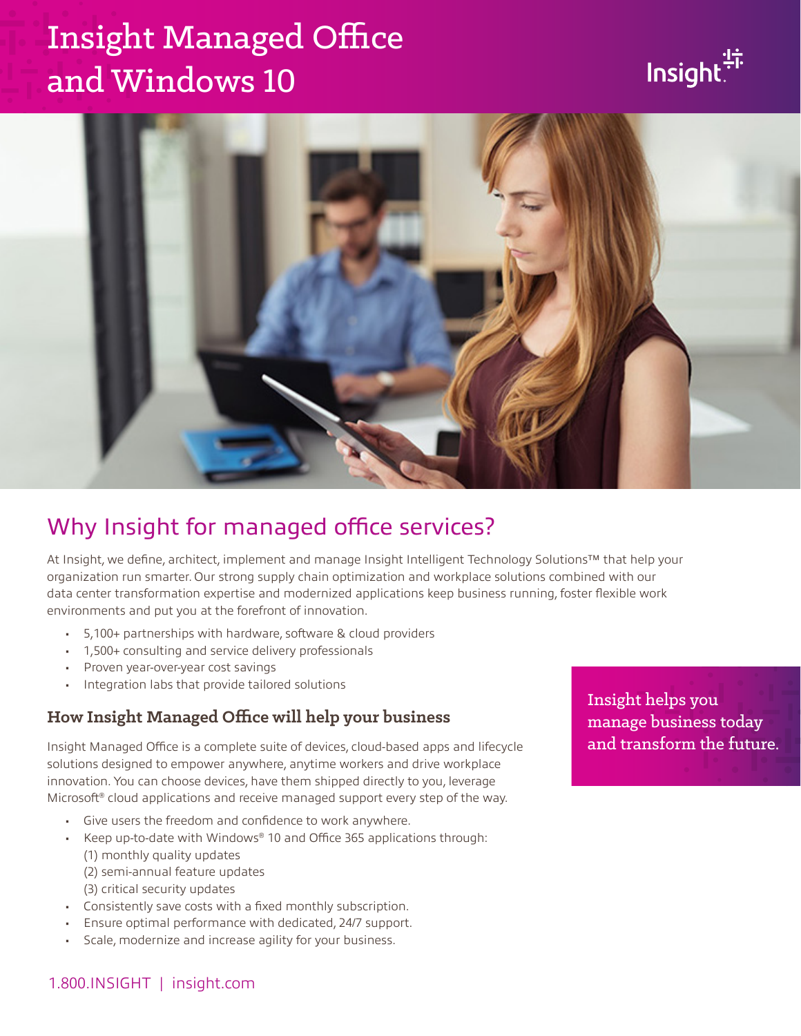# Insight Managed Office and Windows 10

## Why Insight for managed office services?

At Insight, we define, architect, implement and manage Insight Intelligent Technology Solutions™ that help your organization run smarter. Our strong supply chain optimization and workplace solutions combined with our data center transformation expertise and modernized applications keep business running, foster flexible work environments and put you at the forefront of innovation.

- 5,100+ partnerships with hardware, software & cloud providers
- 1,500+ consulting and service delivery professionals
- Proven year-over-year cost savings
- Integration labs that provide tailored solutions

### How Insight Managed Office will help your business

Insight Managed Office is a complete suite of devices, cloud-based apps and lifecycle solutions designed to empower anywhere, anytime workers and drive workplace innovation. You can choose devices, have them shipped directly to you, leverage Microsoft® cloud applications and receive managed support every step of the way.

- Give users the freedom and confidence to work anywhere.
- Keep up-to-date with Windows® 10 and Office 365 applications through:
  (1) monthly quality updates
  (2) semi-annual feature updates
  (3) critical security updates
- Consistently save costs with a fixed monthly subscription.
- Ensure optimal performance with dedicated, 24/7 support.
- Scale, modernize and increase agility for your business.

Insight helps you manage business today and transform the future.

1.800.INSIGHT | insight.com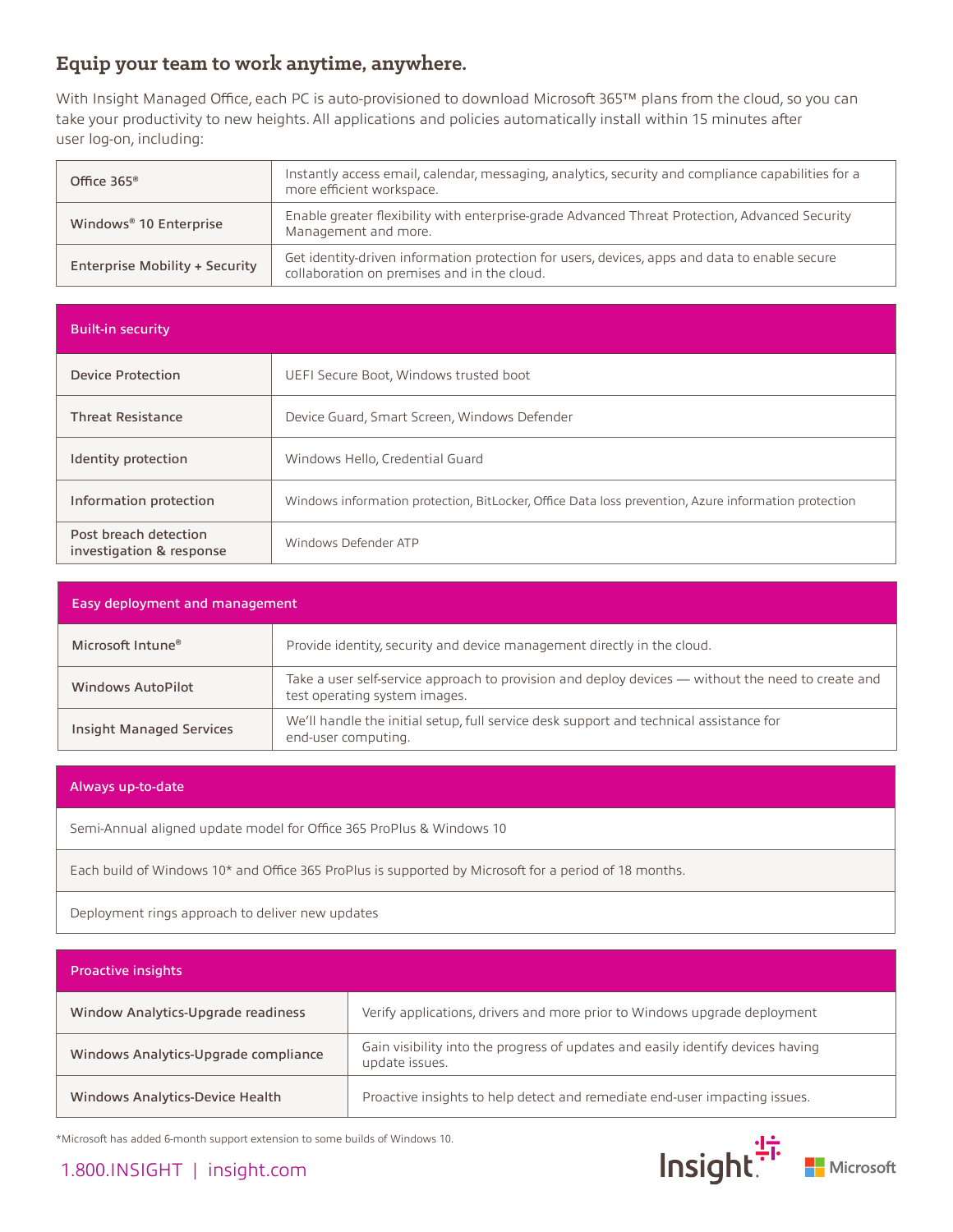## Equip your team to work anytime, anywhere.

With Insight Managed Office, each PC is auto-provisioned to download Microsoft 365™ plans from the cloud, so you can take your productivity to new heights. All applications and policies automatically install within 15 minutes after user log-on, including:

| | |
|---|---|
| Office 365® | Instantly access email, calendar, messaging, analytics, security and compliance capabilities for a more efficient workspace. |
| Windows® 10 Enterprise | Enable greater flexibility with enterprise-grade Advanced Threat Protection, Advanced Security Management and more. |
| Enterprise Mobility + Security | Get identity-driven information protection for users, devices, apps and data to enable secure collaboration on premises and in the cloud. |

| Built-in security | |
|---|---|
| Device Protection | UEFI Secure Boot, Windows trusted boot |
| Threat Resistance | Device Guard, Smart Screen, Windows Defender |
| Identity protection | Windows Hello, Credential Guard |
| Information protection | Windows information protection, BitLocker, Office Data loss prevention, Azure information protection |
| Post breach detection investigation & response | Windows Defender ATP |

| Easy deployment and management | |
|---|---|
| Microsoft Intune® | Provide identity, security and device management directly in the cloud. |
| Windows AutoPilot | Take a user self-service approach to provision and deploy devices — without the need to create and test operating system images. |
| Insight Managed Services | We'll handle the initial setup, full service desk support and technical assistance for end-user computing. |

| Always up-to-date |
|---|
| Semi-Annual aligned update model for Office 365 ProPlus & Windows 10 |
| Each build of Windows 10* and Office 365 ProPlus is supported by Microsoft for a period of 18 months. |
| Deployment rings approach to deliver new updates |

| Proactive insights | |
|---|---|
| Window Analytics-Upgrade readiness | Verify applications, drivers and more prior to Windows upgrade deployment |
| Windows Analytics-Upgrade compliance | Gain visibility into the progress of updates and easily identify devices having update issues. |
| Windows Analytics-Device Health | Proactive insights to help detect and remediate end-user impacting issues. |

*Microsoft has added 6-month support extension to some builds of Windows 10.

1.800.INSIGHT | insight.com

Insight. Microsoft